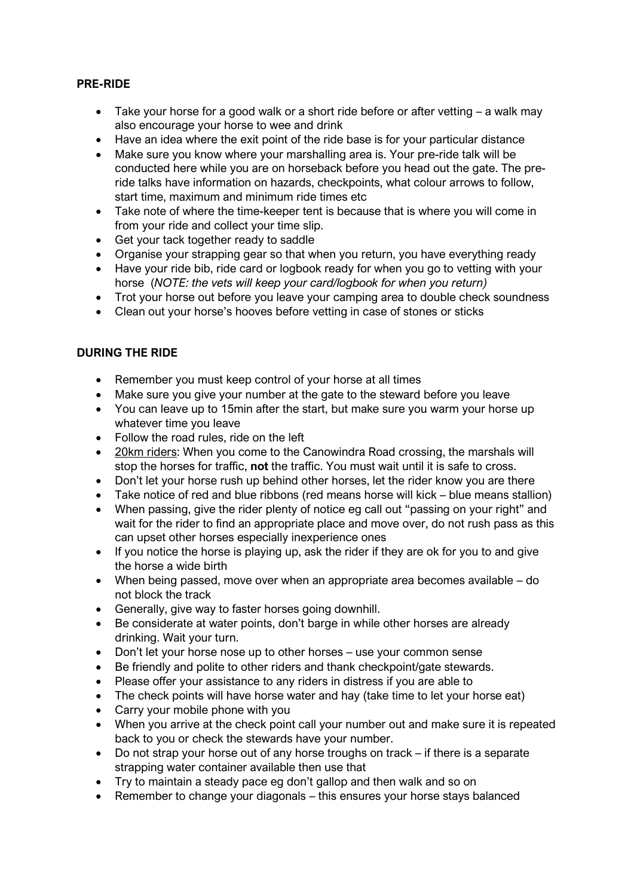## PRE-RIDE

- Take your horse for a good walk or a short ride before or after vetting – a walk may also encourage your horse to wee and drink
- Have an idea where the exit point of the ride base is for your particular distance
- Make sure you know where your marshalling area is. Your pre-ride talk will be conducted here while you are on horseback before you head out the gate. The pre-ride talks have information on hazards, checkpoints, what colour arrows to follow, start time, maximum and minimum ride times etc
- Take note of where the time-keeper tent is because that is where you will come in from your ride and collect your time slip.
- Get your tack together ready to saddle
- Organise your strapping gear so that when you return, you have everything ready
- Have your ride bib, ride card or logbook ready for when you go to vetting with your horse (*NOTE: the vets will keep your card/logbook for when you return)*
- Trot your horse out before you leave your camping area to double check soundness
- Clean out your horse's hooves before vetting in case of stones or sticks

## DURING THE RIDE

- Remember you must keep control of your horse at all times
- Make sure you give your number at the gate to the steward before you leave
- You can leave up to 15min after the start, but make sure you warm your horse up whatever time you leave
- Follow the road rules, ride on the left
- 20km riders: When you come to the Canowindra Road crossing, the marshals will stop the horses for traffic, **not** the traffic. You must wait until it is safe to cross.
- Don't let your horse rush up behind other horses, let the rider know you are there
- Take notice of red and blue ribbons (red means horse will kick – blue means stallion)
- When passing, give the rider plenty of notice eg call out "passing on your right" and wait for the rider to find an appropriate place and move over, do not rush pass as this can upset other horses especially inexperience ones
- If you notice the horse is playing up, ask the rider if they are ok for you to and give the horse a wide birth
- When being passed, move over when an appropriate area becomes available – do not block the track
- Generally, give way to faster horses going downhill.
- Be considerate at water points, don't barge in while other horses are already drinking. Wait your turn.
- Don't let your horse nose up to other horses – use your common sense
- Be friendly and polite to other riders and thank checkpoint/gate stewards.
- Please offer your assistance to any riders in distress if you are able to
- The check points will have horse water and hay (take time to let your horse eat)
- Carry your mobile phone with you
- When you arrive at the check point call your number out and make sure it is repeated back to you or check the stewards have your number.
- Do not strap your horse out of any horse troughs on track – if there is a separate strapping water container available then use that
- Try to maintain a steady pace eg don't gallop and then walk and so on
- Remember to change your diagonals – this ensures your horse stays balanced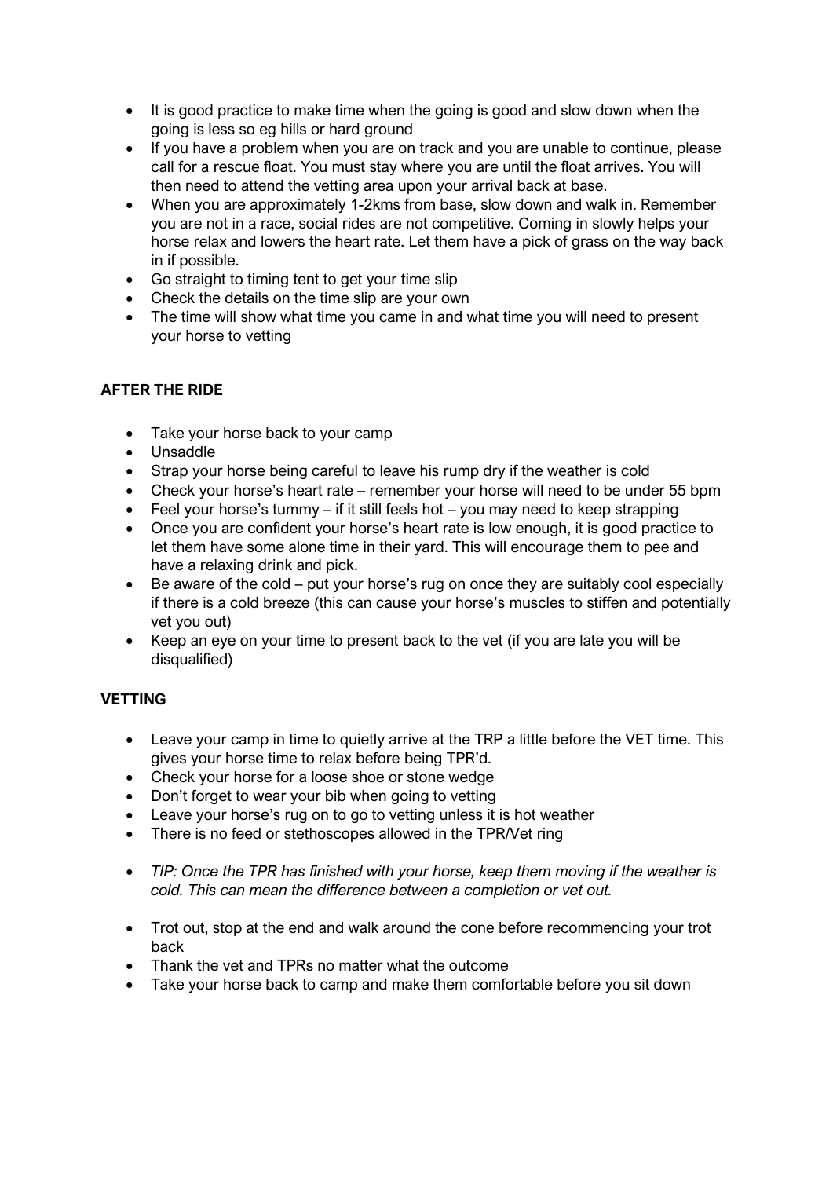- It is good practice to make time when the going is good and slow down when the going is less so eg hills or hard ground
- If you have a problem when you are on track and you are unable to continue, please call for a rescue float. You must stay where you are until the float arrives. You will then need to attend the vetting area upon your arrival back at base.
- When you are approximately 1-2kms from base, slow down and walk in. Remember you are not in a race, social rides are not competitive. Coming in slowly helps your horse relax and lowers the heart rate. Let them have a pick of grass on the way back in if possible.
- Go straight to timing tent to get your time slip
- Check the details on the time slip are your own
- The time will show what time you came in and what time you will need to present your horse to vetting

**AFTER THE RIDE**

- Take your horse back to your camp
- Unsaddle
- Strap your horse being careful to leave his rump dry if the weather is cold
- Check your horse's heart rate – remember your horse will need to be under 55 bpm
- Feel your horse's tummy – if it still feels hot – you may need to keep strapping
- Once you are confident your horse's heart rate is low enough, it is good practice to let them have some alone time in their yard. This will encourage them to pee and have a relaxing drink and pick.
- Be aware of the cold – put your horse's rug on once they are suitably cool especially if there is a cold breeze (this can cause your horse's muscles to stiffen and potentially vet you out)
- Keep an eye on your time to present back to the vet (if you are late you will be disqualified)

**VETTING**

- Leave your camp in time to quietly arrive at the TRP a little before the VET time. This gives your horse time to relax before being TPR'd.
- Check your horse for a loose shoe or stone wedge
- Don't forget to wear your bib when going to vetting
- Leave your horse's rug on to go to vetting unless it is hot weather
- There is no feed or stethoscopes allowed in the TPR/Vet ring

- *TIP: Once the TPR has finished with your horse, keep them moving if the weather is cold. This can mean the difference between a completion or vet out.*

- Trot out, stop at the end and walk around the cone before recommencing your trot back
- Thank the vet and TPRs no matter what the outcome
- Take your horse back to camp and make them comfortable before you sit down